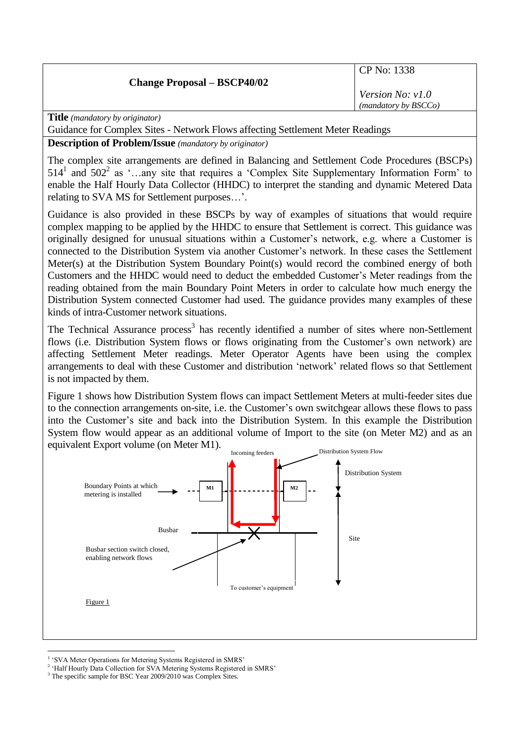| Change Proposal – BSCP40/02 | CP No: 1338<br><br>*Version No: v1.0*<br>*(mandatory by BSCCo)* |
|---|---|

**Title** *(mandatory by originator)*

Guidance for Complex Sites - Network Flows affecting Settlement Meter Readings

**Description of Problem/Issue** *(mandatory by originator)*

The complex site arrangements are defined in Balancing and Settlement Code Procedures (BSCPs) 514[1] and 502[2] as '…any site that requires a 'Complex Site Supplementary Information Form' to enable the Half Hourly Data Collector (HHDC) to interpret the standing and dynamic Metered Data relating to SVA MS for Settlement purposes…'.

Guidance is also provided in these BSCPs by way of examples of situations that would require complex mapping to be applied by the HHDC to ensure that Settlement is correct. This guidance was originally designed for unusual situations within a Customer's network, e.g. where a Customer is connected to the Distribution System via another Customer's network. In these cases the Settlement Meter(s) at the Distribution System Boundary Point(s) would record the combined energy of both Customers and the HHDC would need to deduct the embedded Customer's Meter readings from the reading obtained from the main Boundary Point Meters in order to calculate how much energy the Distribution System connected Customer had used. The guidance provides many examples of these kinds of intra-Customer network situations.

The Technical Assurance process[3] has recently identified a number of sites where non-Settlement flows (i.e. Distribution System flows or flows originating from the Customer's own network) are affecting Settlement Meter readings. Meter Operator Agents have been using the complex arrangements to deal with these Customer and distribution 'network' related flows so that Settlement is not impacted by them.

Figure 1 shows how Distribution System flows can impact Settlement Meters at multi-feeder sites due to the connection arrangements on-site, i.e. the Customer's own switchgear allows these flows to pass into the Customer's site and back into the Distribution System. In this example the Distribution System flow would appear as an additional volume of Import to the site (on Meter M2) and as an equivalent Export volume (on Meter M1).

Incoming feeders
Distribution System Flow
Distribution System
Boundary Points at which metering is installed
M1
M2
Busbar
Site
Busbar section switch closed, enabling network flows
To customer's equipment

Figure 1

[1] 'SVA Meter Operations for Metering Systems Registered in SMRS'

[2] 'Half Hourly Data Collection for SVA Metering Systems Registered in SMRS'

[3] The specific sample for BSC Year 2009/2010 was Complex Sites.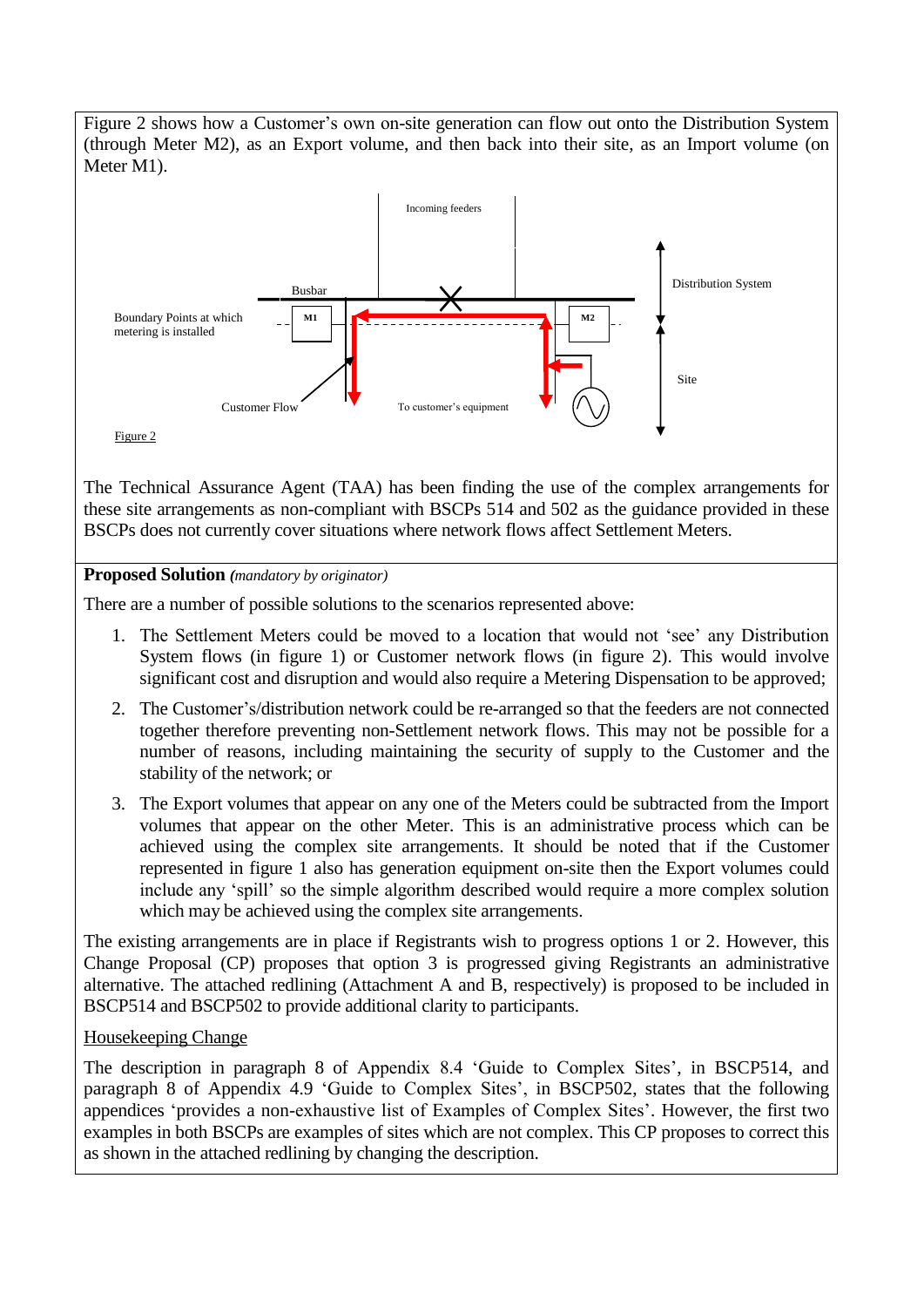Figure 2 shows how a Customer's own on-site generation can flow out onto the Distribution System (through Meter M2), as an Export volume, and then back into their site, as an Import volume (on Meter M1).

Incoming feeders

Busbar

Distribution System

Boundary Points at which metering is installed

M1

M2

Site

Customer Flow

To customer's equipment

Figure 2

The Technical Assurance Agent (TAA) has been finding the use of the complex arrangements for these site arrangements as non-compliant with BSCPs 514 and 502 as the guidance provided in these BSCPs does not currently cover situations where network flows affect Settlement Meters.

**Proposed Solution** *(mandatory by originator)*

There are a number of possible solutions to the scenarios represented above:

1. The Settlement Meters could be moved to a location that would not 'see' any Distribution System flows (in figure 1) or Customer network flows (in figure 2). This would involve significant cost and disruption and would also require a Metering Dispensation to be approved;
2. The Customer's/distribution network could be re-arranged so that the feeders are not connected together therefore preventing non-Settlement network flows. This may not be possible for a number of reasons, including maintaining the security of supply to the Customer and the stability of the network; or
3. The Export volumes that appear on any one of the Meters could be subtracted from the Import volumes that appear on the other Meter. This is an administrative process which can be achieved using the complex site arrangements. It should be noted that if the Customer represented in figure 1 also has generation equipment on-site then the Export volumes could include any 'spill' so the simple algorithm described would require a more complex solution which may be achieved using the complex site arrangements.

The existing arrangements are in place if Registrants wish to progress options 1 or 2. However, this Change Proposal (CP) proposes that option 3 is progressed giving Registrants an administrative alternative. The attached redlining (Attachment A and B, respectively) is proposed to be included in BSCP514 and BSCP502 to provide additional clarity to participants.

Housekeeping Change

The description in paragraph 8 of Appendix 8.4 'Guide to Complex Sites', in BSCP514, and paragraph 8 of Appendix 4.9 'Guide to Complex Sites', in BSCP502, states that the following appendices 'provides a non-exhaustive list of Examples of Complex Sites'. However, the first two examples in both BSCPs are examples of sites which are not complex. This CP proposes to correct this as shown in the attached redlining by changing the description.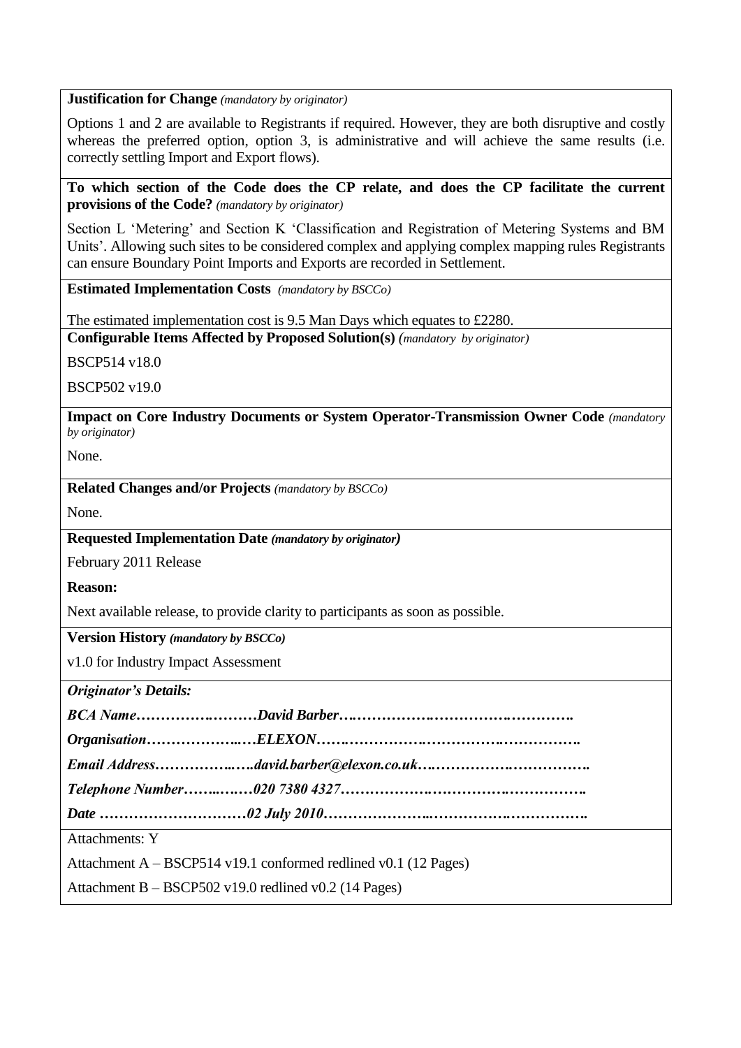**Justification for Change** *(mandatory by originator)*

Options 1 and 2 are available to Registrants if required. However, they are both disruptive and costly whereas the preferred option, option 3, is administrative and will achieve the same results (i.e. correctly settling Import and Export flows).

**To which section of the Code does the CP relate, and does the CP facilitate the current provisions of the Code?** *(mandatory by originator)*

Section L 'Metering' and Section K 'Classification and Registration of Metering Systems and BM Units'. Allowing such sites to be considered complex and applying complex mapping rules Registrants can ensure Boundary Point Imports and Exports are recorded in Settlement.

**Estimated Implementation Costs** *(mandatory by BSCCo)*

The estimated implementation cost is 9.5 Man Days which equates to £2280.

**Configurable Items Affected by Proposed Solution(s)** *(mandatory by originator)*

BSCP514 v18.0

BSCP502 v19.0

**Impact on Core Industry Documents or System Operator-Transmission Owner Code** *(mandatory by originator)*

None.

**Related Changes and/or Projects** *(mandatory by BSCCo)*

None.

**Requested Implementation Date** ***(mandatory by originator)***

February 2011 Release

**Reason:**

Next available release, to provide clarity to participants as soon as possible.

**Version History** ***(mandatory by BSCCo)***

v1.0 for Industry Impact Assessment

***Originator's Details:***

***BCA Name…………….………David Barber….………….……………….………….***

***Organisation………………..…ELEXON…….……………….………….…………….***

***Email Address……………..….david.barber@elexon.co.uk….………….…………….***

***Telephone Number……..…..…020 7380 4327…………….………….………….***

***Date …………………………02 July 2010………………..…………….…………….***

Attachments: Y

Attachment A – BSCP514 v19.1 conformed redlined v0.1 (12 Pages)

Attachment B – BSCP502 v19.0 redlined v0.2 (14 Pages)